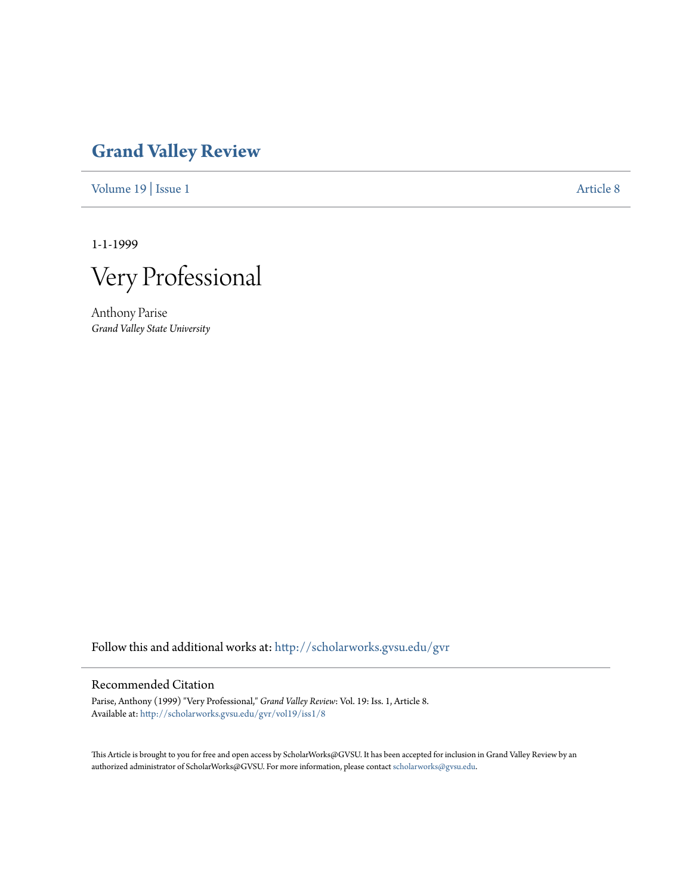# Grand Valley Review

Volume 19 | Issue 1 Article 8

1-1-1999

# Very Professional

Anthony Parise
*Grand Valley State University*

Follow this and additional works at: http://scholarworks.gvsu.edu/gvr

## Recommended Citation

Parise, Anthony (1999) "Very Professional," *Grand Valley Review*: Vol. 19: Iss. 1, Article 8.
Available at: http://scholarworks.gvsu.edu/gvr/vol19/iss1/8

This Article is brought to you for free and open access by ScholarWorks@GVSU. It has been accepted for inclusion in Grand Valley Review by an authorized administrator of ScholarWorks@GVSU. For more information, please contact scholarworks@gvsu.edu.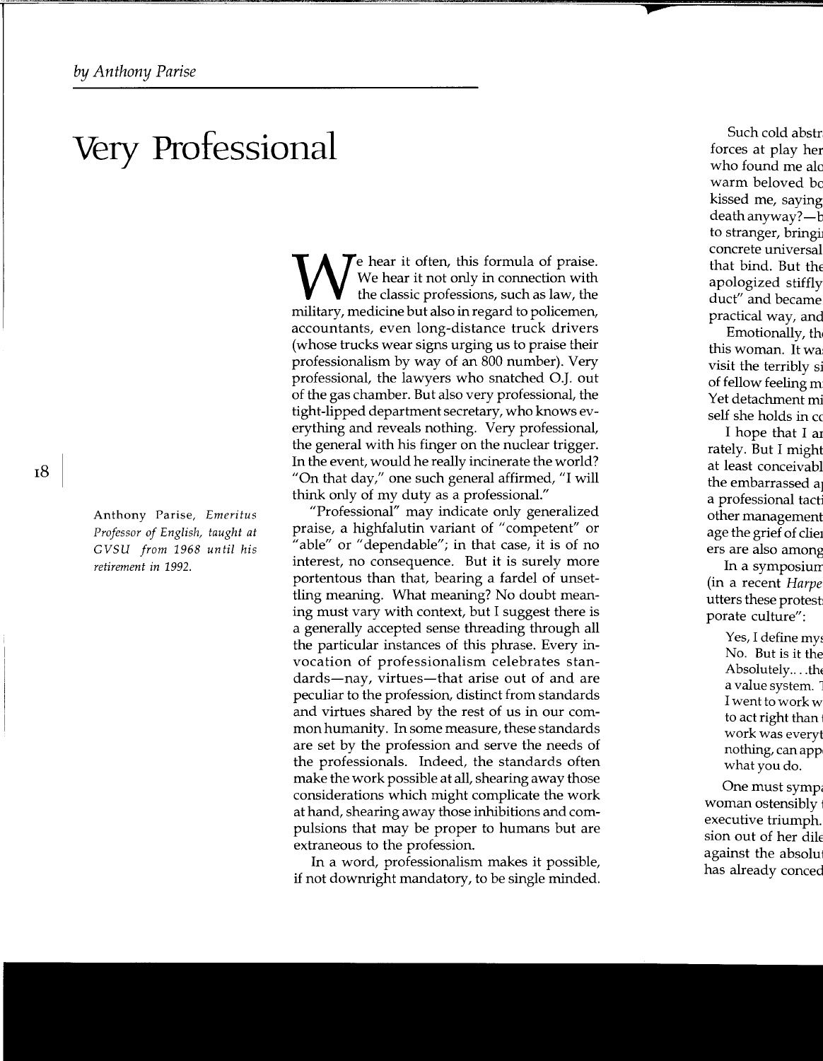*by Anthony Parise*

# Very Professional

Anthony Parise, *Emeritus Professor of English, taught at GVSU from 1968 until his retirement in 1992.*

We hear it often, this formula of praise. We hear it not only in connection with the classic professions, such as law, the military, medicine but also in regard to policemen, accountants, even long-distance truck drivers (whose trucks wear signs urging us to praise their professionalism by way of an 800 number). Very professional, the lawyers who snatched O.J. out of the gas chamber. But also very professional, the tight-lipped department secretary, who knows everything and reveals nothing. Very professional, the general with his finger on the nuclear trigger. In the event, would he really incinerate the world? "On that day," one such general affirmed, "I will think only of my duty as a professional."

"Professional" may indicate only generalized praise, a highfalutin variant of "competent" or "able" or "dependable"; in that case, it is of no interest, no consequence. But it is surely more portentous than that, bearing a fardel of unsettling meaning. What meaning? No doubt meaning must vary with context, but I suggest there is a generally accepted sense threading through all the particular instances of this phrase. Every invocation of professionalism celebrates standards—nay, virtues—that arise out of and are peculiar to the profession, distinct from standards and virtues shared by the rest of us in our common humanity. In some measure, these standards are set by the profession and serve the needs of the professionals. Indeed, the standards often make the work possible at all, shearing away those considerations which might complicate the work at hand, shearing away those inhibitions and compulsions that may be proper to humans but are extraneous to the profession.

In a word, professionalism makes it possible, if not downright mandatory, to be single minded.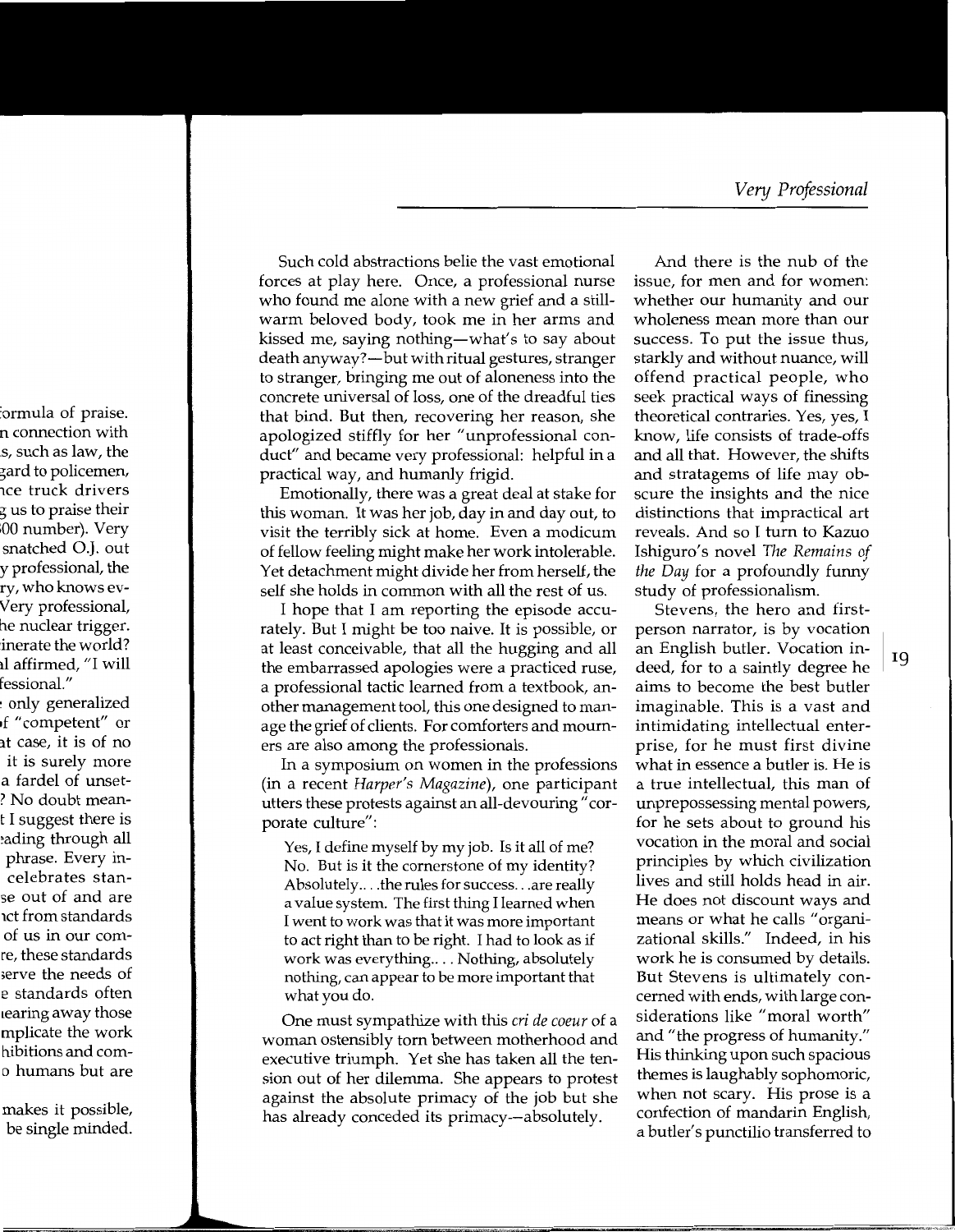Such cold abstractions belie the vast emotional forces at play here. Once, a professional nurse who found me alone with a new grief and a still-warm beloved body, took me in her arms and kissed me, saying nothing—what's to say about death anyway?—but with ritual gestures, stranger to stranger, bringing me out of aloneness into the concrete universal of loss, one of the dreadful ties that bind. But then, recovering her reason, she apologized stiffly for her "unprofessional conduct" and became very professional: helpful in a practical way, and humanly frigid.

Emotionally, there was a great deal at stake for this woman. It was her job, day in and day out, to visit the terribly sick at home. Even a modicum of fellow feeling might make her work intolerable. Yet detachment might divide her from herself, the self she holds in common with all the rest of us.

I hope that I am reporting the episode accurately. But I might be too naive. It is possible, or at least conceivable, that all the hugging and all the embarrassed apologies were a practiced ruse, a professional tactic learned from a textbook, another management tool, this one designed to manage the grief of clients. For comforters and mourners are also among the professionals.

In a symposium on women in the professions (in a recent *Harper's Magazine*), one participant utters these protests against an all-devouring "corporate culture":

> Yes, I define myself by my job. Is it all of me? No. But is it the cornerstone of my identity? Absolutely... .the rules for success. . .are really a value system. The first thing I learned when I went to work was that it was more important to act right than to be right. I had to look as if work was everything.... Nothing, absolutely nothing, can appear to be more important that what you do.

One must sympathize with this *cri de coeur* of a woman ostensibly torn between motherhood and executive triumph. Yet she has taken all the tension out of her dilemma. She appears to protest against the absolute primacy of the job but she has already conceded its primacy—absolutely.

And there is the nub of the issue, for men and for women: whether our humanity and our wholeness mean more than our success. To put the issue thus, starkly and without nuance, will offend practical people, who seek practical ways of finessing theoretical contraries. Yes, yes, I know, life consists of trade-offs and all that. However, the shifts and stratagems of life may obscure the insights and the nice distinctions that impractical art reveals. And so I turn to Kazuo Ishiguro's novel *The Remains of the Day* for a profoundly funny study of professionalism.

Stevens, the hero and first-person narrator, is by vocation an English butler. Vocation indeed, for to a saintly degree he aims to become the best butler imaginable. This is a vast and intimidating intellectual enterprise, for he must first divine what in essence a butler is. He is a true intellectual, this man of unprepossessing mental powers, for he sets about to ground his vocation in the moral and social principles by which civilization lives and still holds head in air. He does not discount ways and means or what he calls "organizational skills." Indeed, in his work he is consumed by details. But Stevens is ultimately concerned with ends, with large considerations like "moral worth" and "the progress of humanity." His thinking upon such spacious themes is laughably sophomoric, when not scary. His prose is a confection of mandarin English, a butler's punctilio transferred to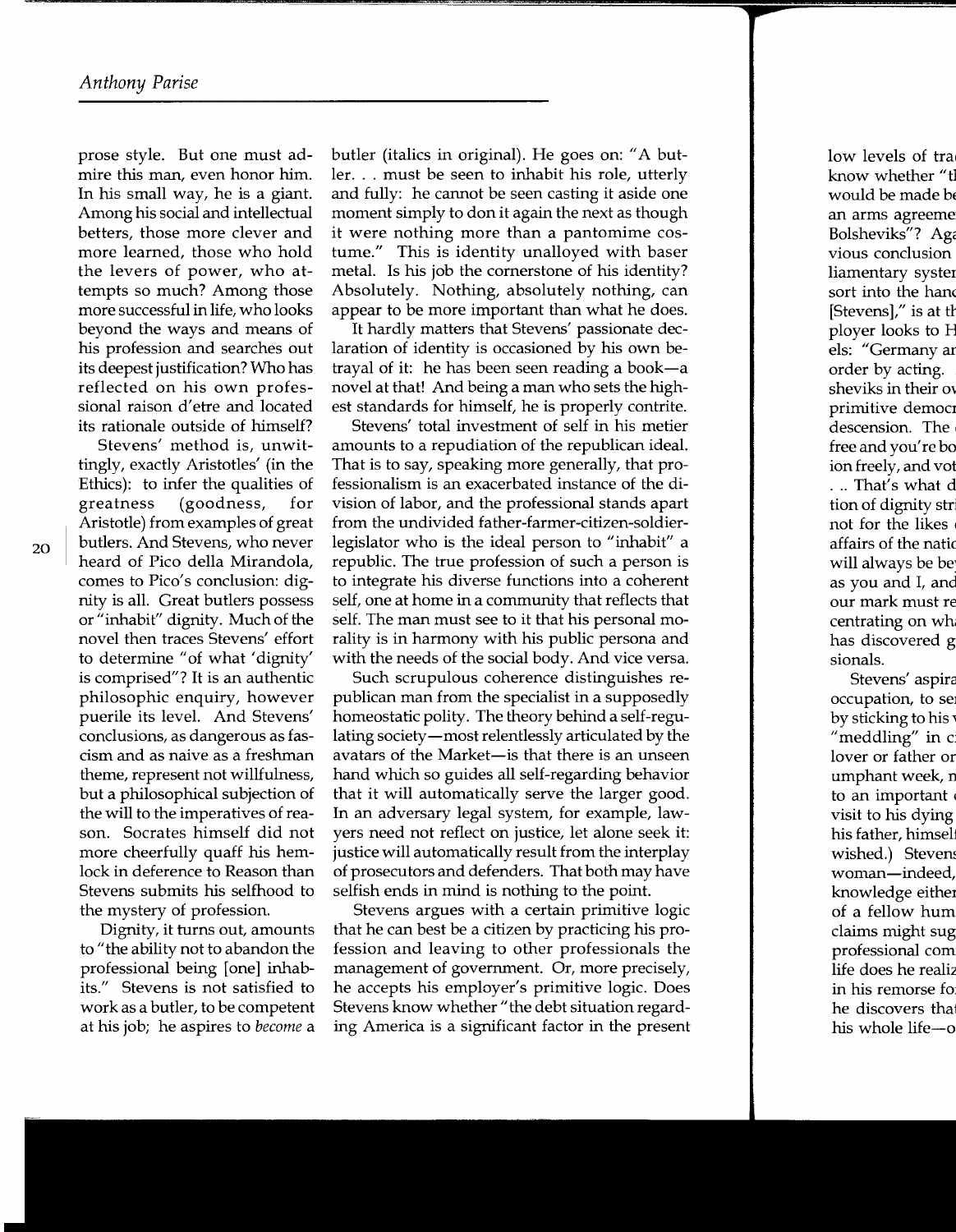prose style. But one must admire this man, even honor him. In his small way, he is a giant. Among his social and intellectual betters, those more clever and more learned, those who hold the levers of power, who attempts so much? Among those more successful in life, who looks beyond the ways and means of his profession and searches out its deepest justification? Who has reflected on his own professional raison d'etre and located its rationale outside of himself?

Stevens' method is, unwittingly, exactly Aristotles' (in the Ethics): to infer the qualities of greatness (goodness, for Aristotle) from examples of great butlers. And Stevens, who never heard of Pico della Mirandola, comes to Pico's conclusion: dignity is all. Great butlers possess or "inhabit" dignity. Much of the novel then traces Stevens' effort to determine "of what 'dignity' is comprised"? It is an authentic philosophic enquiry, however puerile its level. And Stevens' conclusions, as dangerous as fascism and as naive as a freshman theme, represent not willfulness, but a philosophical subjection of the will to the imperatives of reason. Socrates himself did not more cheerfully quaff his hemlock in deference to Reason than Stevens submits his selfhood to the mystery of profession.

Dignity, it turns out, amounts to "the ability not to abandon the professional being [one] inhabits." Stevens is not satisfied to work as a butler, to be competent at his job; he aspires to *become* a butler (italics in original). He goes on: "A butler. . . must be seen to inhabit his role, utterly and fully: he cannot be seen casting it aside one moment simply to don it again the next as though it were nothing more than a pantomime costume." This is identity unalloyed with baser metal. Is his job the cornerstone of his identity? Absolutely. Nothing, absolutely nothing, can appear to be more important than what he does.

It hardly matters that Stevens' passionate declaration of identity is occasioned by his own betrayal of it: he has been seen reading a book—a novel at that! And being a man who sets the highest standards for himself, he is properly contrite.

Stevens' total investment of self in his metier amounts to a repudiation of the republican ideal. That is to say, speaking more generally, that professionalism is an exacerbated instance of the division of labor, and the professional stands apart from the undivided father-farmer-citizen-soldier-legislator who is the ideal person to "inhabit" a republic. The true profession of such a person is to integrate his diverse functions into a coherent self, one at home in a community that reflects that self. The man must see to it that his personal morality is in harmony with his public persona and with the needs of the social body. And vice versa.

Such scrupulous coherence distinguishes republican man from the specialist in a supposedly homeostatic polity. The theory behind a self-regulating society—most relentlessly articulated by the avatars of the Market—is that there is an unseen hand which so guides all self-regarding behavior that it will automatically serve the larger good. In an adversary legal system, for example, lawyers need not reflect on justice, let alone seek it: justice will automatically result from the interplay of prosecutors and defenders. That both may have selfish ends in mind is nothing to the point.

Stevens argues with a certain primitive logic that he can best be a citizen by practicing his profession and leaving to other professionals the management of government. Or, more precisely, he accepts his employer's primitive logic. Does Stevens know whether "the debt situation regarding America is a significant factor in the present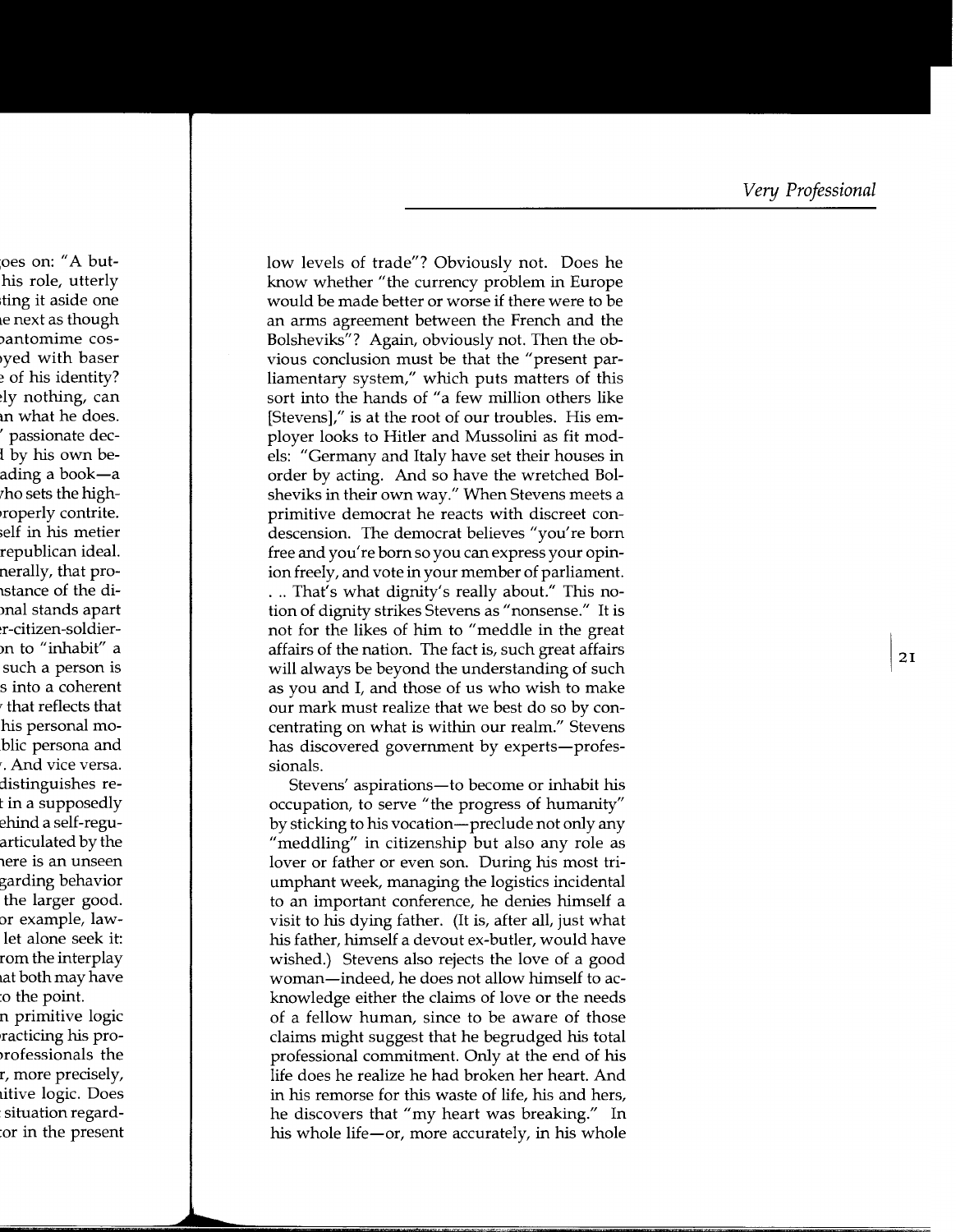low levels of trade"? Obviously not. Does he know whether "the currency problem in Europe would be made better or worse if there were to be an arms agreement between the French and the Bolsheviks"? Again, obviously not. Then the obvious conclusion must be that the "present parliamentary system," which puts matters of this sort into the hands of "a few million others like [Stevens]," is at the root of our troubles. His employer looks to Hitler and Mussolini as fit models: "Germany and Italy have set their houses in order by acting. And so have the wretched Bolsheviks in their own way." When Stevens meets a primitive democrat he reacts with discreet condescension. The democrat believes "you're born free and you're born so you can express your opinion freely, and vote in your member of parliament. . .. That's what dignity's really about." This notion of dignity strikes Stevens as "nonsense." It is not for the likes of him to "meddle in the great affairs of the nation. The fact is, such great affairs will always be beyond the understanding of such as you and I, and those of us who wish to make our mark must realize that we best do so by concentrating on what is within our realm." Stevens has discovered government by experts—professionals.

Stevens' aspirations—to become or inhabit his occupation, to serve "the progress of humanity" by sticking to his vocation—preclude not only any "meddling" in citizenship but also any role as lover or father or even son. During his most triumphant week, managing the logistics incidental to an important conference, he denies himself a visit to his dying father. (It is, after all, just what his father, himself a devout ex-butler, would have wished.) Stevens also rejects the love of a good woman—indeed, he does not allow himself to acknowledge either the claims of love or the needs of a fellow human, since to be aware of those claims might suggest that he begrudged his total professional commitment. Only at the end of his life does he realize he had broken her heart. And in his remorse for this waste of life, his and hers, he discovers that "my heart was breaking." In his whole life—or, more accurately, in his whole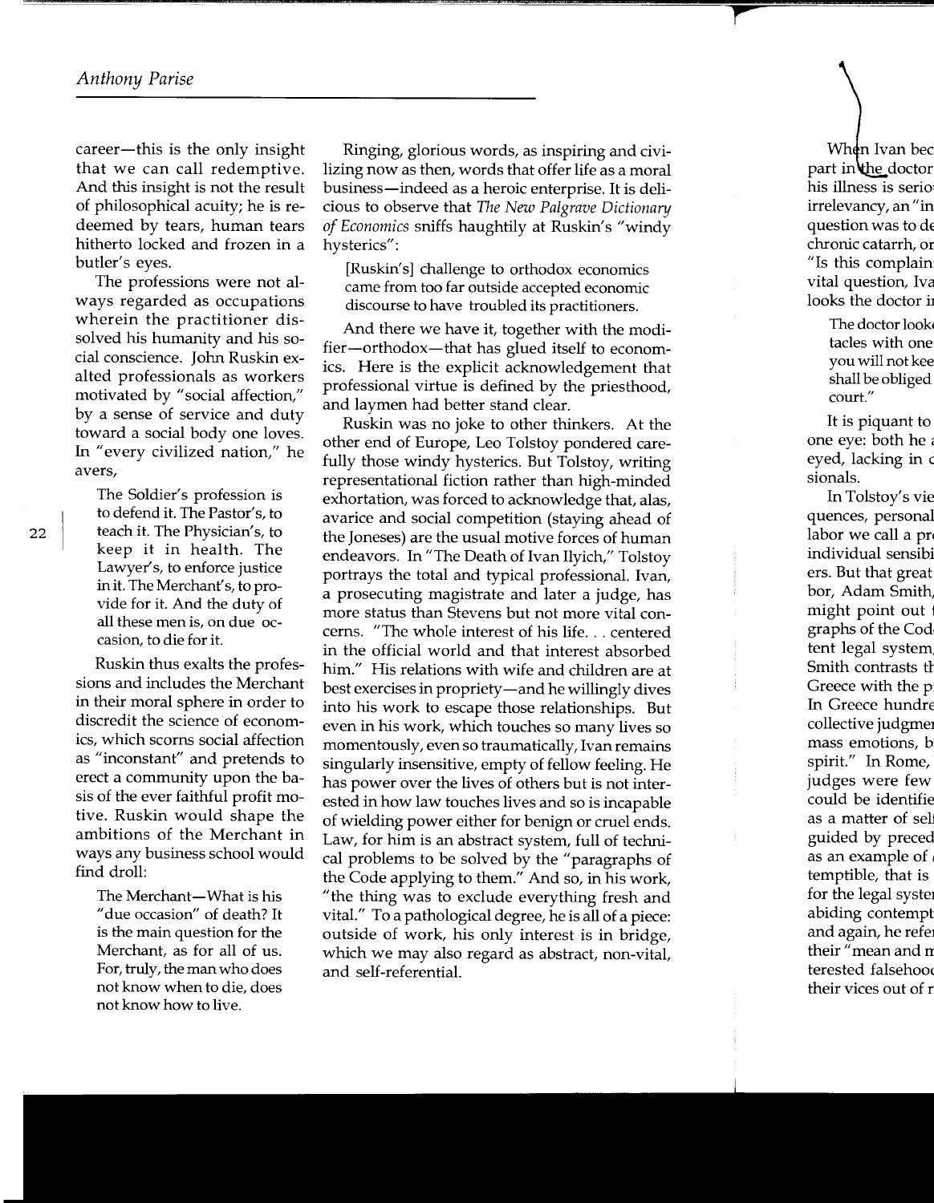career—this is the only insight that we can call redemptive. And this insight is not the result of philosophical acuity; he is redeemed by tears, human tears hitherto locked and frozen in a butler's eyes.

The professions were not always regarded as occupations wherein the practitioner dissolved his humanity and his social conscience. John Ruskin exalted professionals as workers motivated by "social affection," by a sense of service and duty toward a social body one loves. In "every civilized nation," he avers,

> The Soldier's profession is to defend it. The Pastor's, to teach it. The Physician's, to keep it in health. The Lawyer's, to enforce justice in it. The Merchant's, to provide for it. And the duty of all these men is, on due occasion, to die for it.

Ruskin thus exalts the professions and includes the Merchant in their moral sphere in order to discredit the science of economics, which scorns social affection as "inconstant" and pretends to erect a community upon the basis of the ever faithful profit motive. Ruskin would shape the ambitions of the Merchant in ways any business school would find droll:

> The Merchant—What is his "due occasion" of death? It is the main question for the Merchant, as for all of us. For, truly, the man who does not know when to die, does not know how to live.

Ringing, glorious words, as inspiring and civilizing now as then, words that offer life as a moral business—indeed as a heroic enterprise. It is delicious to observe that *The New Palgrave Dictionary of Economics* sniffs haughtily at Ruskin's "windy hysterics":

> [Ruskin's] challenge to orthodox economics came from too far outside accepted economic discourse to have troubled its practitioners.

And there we have it, together with the modifier—orthodox—that has glued itself to economics. Here is the explicit acknowledgement that professional virtue is defined by the priesthood, and laymen had better stand clear.

Ruskin was no joke to other thinkers. At the other end of Europe, Leo Tolstoy pondered carefully those windy hysterics. But Tolstoy, writing representational fiction rather than high-minded exhortation, was forced to acknowledge that, alas, avarice and social competition (staying ahead of the Joneses) are the usual motive forces of human endeavors. In "The Death of Ivan Ilyich," Tolstoy portrays the total and typical professional. Ivan, a prosecuting magistrate and later a judge, has more status than Stevens but not more vital concerns. "The whole interest of his life. . . centered in the official world and that interest absorbed him." His relations with wife and children are at best exercises in propriety—and he willingly dives into his work to escape those relationships. But even in his work, which touches so many lives so momentously, even so traumatically, Ivan remains singularly insensitive, empty of fellow feeling. He has power over the lives of others but is not interested in how law touches lives and so is incapable of wielding power either for benign or cruel ends. Law, for him is an abstract system, full of technical problems to be solved by the "paragraphs of the Code applying to them." And so, in his work, "the thing was to exclude everything fresh and vital." To a pathological degree, he is all of a piece: outside of work, his only interest is in bridge, which we may also regard as abstract, non-vital, and self-referential.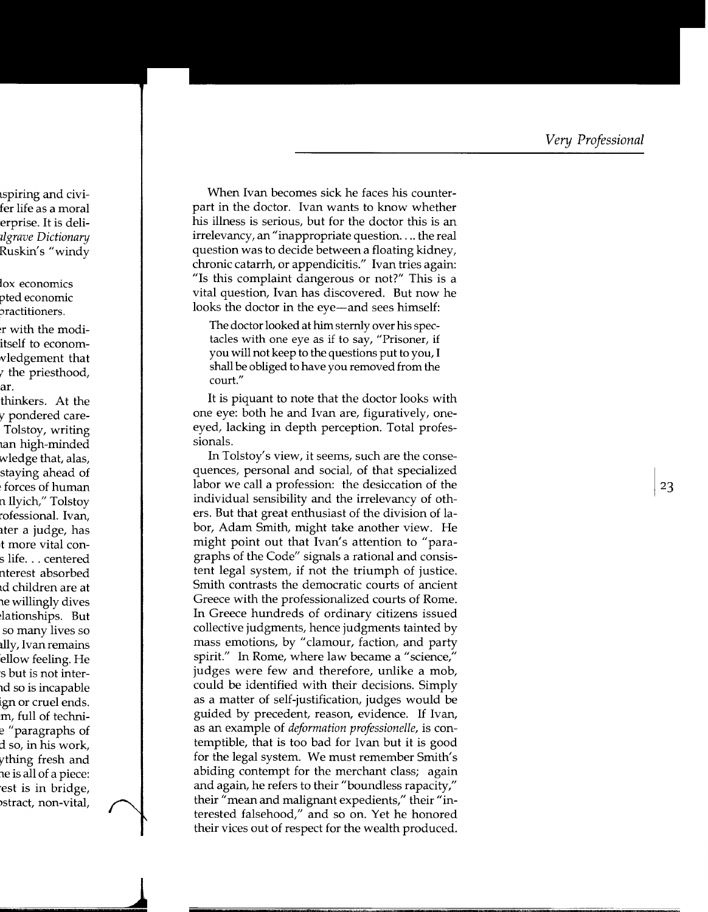When Ivan becomes sick he faces his counterpart in the doctor. Ivan wants to know whether his illness is serious, but for the doctor this is an irrelevancy, an "inappropriate question. . . . the real question was to decide between a floating kidney, chronic catarrh, or appendicitis." Ivan tries again: "Is this complaint dangerous or not?" This is a vital question, Ivan has discovered. But now he looks the doctor in the eye—and sees himself:

> The doctor looked at him sternly over his spectacles with one eye as if to say, "Prisoner, if you will not keep to the questions put to you, I shall be obliged to have you removed from the court."

It is piquant to note that the doctor looks with one eye: both he and Ivan are, figuratively, one-eyed, lacking in depth perception. Total professionals.

In Tolstoy's view, it seems, such are the consequences, personal and social, of that specialized labor we call a profession: the desiccation of the individual sensibility and the irrelevancy of others. But that great enthusiast of the division of labor, Adam Smith, might take another view. He might point out that Ivan's attention to "paragraphs of the Code" signals a rational and consistent legal system, if not the triumph of justice. Smith contrasts the democratic courts of ancient Greece with the professionalized courts of Rome. In Greece hundreds of ordinary citizens issued collective judgments, hence judgments tainted by mass emotions, by "clamour, faction, and party spirit." In Rome, where law became a "science," judges were few and therefore, unlike a mob, could be identified with their decisions. Simply as a matter of self-justification, judges would be guided by precedent, reason, evidence. If Ivan, as an example of *deformation professionelle*, is contemptible, that is too bad for Ivan but it is good for the legal system. We must remember Smith's abiding contempt for the merchant class; again and again, he refers to their "boundless rapacity," their "mean and malignant expedients," their "interested falsehood," and so on. Yet he honored their vices out of respect for the wealth produced.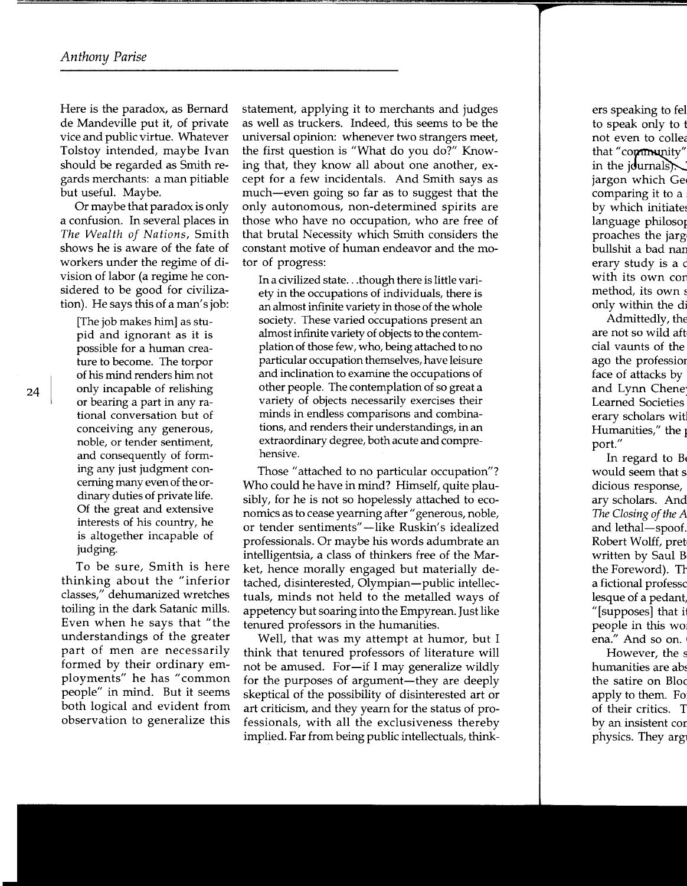Here is the paradox, as Bernard de Mandeville put it, of private vice and public virtue. Whatever Tolstoy intended, maybe Ivan should be regarded as Smith regards merchants: a man pitiable but useful. Maybe.

Or maybe that paradox is only a confusion. In several places in *The Wealth of Nations*, Smith shows he is aware of the fate of workers under the regime of division of labor (a regime he considered to be good for civilization). He says this of a man's job:

> [The job makes him] as stupid and ignorant as it is possible for a human creature to become. The torpor of his mind renders him not only incapable of relishing or bearing a part in any rational conversation but of conceiving any generous, noble, or tender sentiment, and consequently of forming any just judgment concerning many even of the ordinary duties of private life. Of the great and extensive interests of his country, he is altogether incapable of judging.

To be sure, Smith is here thinking about the "inferior classes," dehumanized wretches toiling in the dark Satanic mills. Even when he says that "the understandings of the greater part of men are necessarily formed by their ordinary employments" he has "common people" in mind. But it seems both logical and evident from observation to generalize this statement, applying it to merchants and judges as well as truckers. Indeed, this seems to be the universal opinion: whenever two strangers meet, the first question is "What do you do?" Knowing that, they know all about one another, except for a few incidentals. And Smith says as much—even going so far as to suggest that the only autonomous, non-determined spirits are those who have no occupation, who are free of that brutal Necessity which Smith considers the constant motive of human endeavor and the motor of progress:

> In a civilized state...though there is little variety in the occupations of individuals, there is an almost infinite variety in those of the whole society. These varied occupations present an almost infinite variety of objects to the contemplation of those few, who, being attached to no particular occupation themselves, have leisure and inclination to examine the occupations of other people. The contemplation of so great a variety of objects necessarily exercises their minds in endless comparisons and combinations, and renders their understandings, in an extraordinary degree, both acute and comprehensive.

Those "attached to no particular occupation"? Who could he have in mind? Himself, quite plausibly, for he is not so hopelessly attached to economics as to cease yearning after "generous, noble, or tender sentiments"—like Ruskin's idealized professionals. Or maybe his words adumbrate an intelligentsia, a class of thinkers free of the Market, hence morally engaged but materially detached, disinterested, Olympian—public intellectuals, minds not held to the metalled ways of appetency but soaring into the Empyrean. Just like tenured professors in the humanities.

Well, that was my attempt at humor, but I think that tenured professors of literature will not be amused. For—if I may generalize wildly for the purposes of argument—they are deeply skeptical of the possibility of disinterested art or art criticism, and they yearn for the status of professionals, with all the exclusiveness thereby implied. Far from being public intellectuals, think-

ers speaking to fel
to speak only to t
not even to collea
that "community"
in the journals).
jargon which Ge
comparing it to a
by which initiates
language philosop
proaches the jarg
bullshit a bad nan
erary study is a c
with its own con
method, its own s
only within the di

Admittedly, the
are not so wild aft
cial vaunts of the
ago the profession
face of attacks by
and Lynn Chene
Learned Societies
erary scholars wit
Humanities," the
port."

In regard to B
would seem that s
dicious response,
ary scholars. And
*The Closing of the A*
and lethal—spoof.
Robert Wolff, pret
written by Saul B
the Foreword). Th
a fictional professo
lesque of a pedant,
"[supposes] that i
people in this wo
ena." And so on.

However, the s
humanities are abs
the satire on Bloc
apply to them. Fo
of their critics. T
by an insistent co
physics. They arg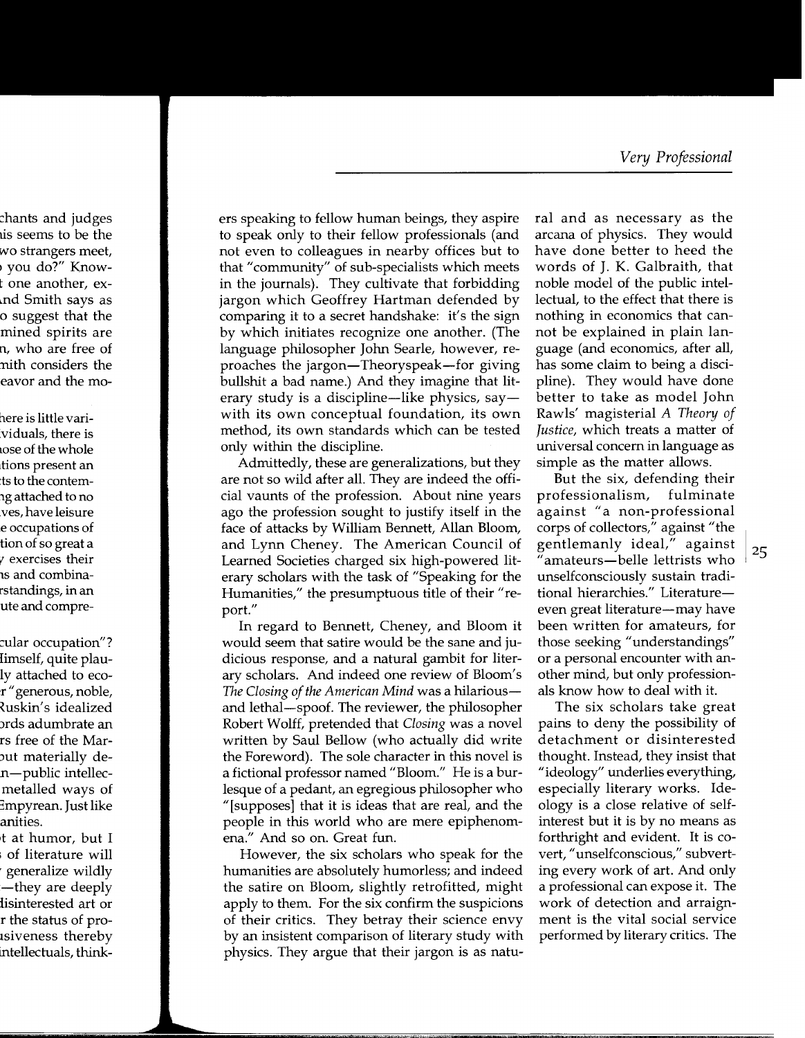ers speaking to fellow human beings, they aspire to speak only to their fellow professionals (and not even to colleagues in nearby offices but to that "community" of sub-specialists which meets in the journals). They cultivate that forbidding jargon which Geoffrey Hartman defended by comparing it to a secret handshake: it's the sign by which initiates recognize one another. (The language philosopher John Searle, however, reproaches the jargon—Theoryspeak—for giving bullshit a bad name.) And they imagine that literary study is a discipline—like physics, say—with its own conceptual foundation, its own method, its own standards which can be tested only within the discipline.

Admittedly, these are generalizations, but they are not so wild after all. They are indeed the official vaunts of the profession. About nine years ago the profession sought to justify itself in the face of attacks by William Bennett, Allan Bloom, and Lynn Cheney. The American Council of Learned Societies charged six high-powered literary scholars with the task of "Speaking for the Humanities," the presumptuous title of their "report."

In regard to Bennett, Cheney, and Bloom it would seem that satire would be the sane and judicious response, and a natural gambit for literary scholars. And indeed one review of Bloom's *The Closing of the American Mind* was a hilarious—and lethal—spoof. The reviewer, the philosopher Robert Wolff, pretended that *Closing* was a novel written by Saul Bellow (who actually did write the Foreword). The sole character in this novel is a fictional professor named "Bloom." He is a burlesque of a pedant, an egregious philosopher who "[supposes] that it is ideas that are real, and the people in this world who are mere epiphenomena." And so on. Great fun.

However, the six scholars who speak for the humanities are absolutely humorless; and indeed the satire on Bloom, slightly retrofitted, might apply to them. For the six confirm the suspicions of their critics. They betray their science envy by an insistent comparison of literary study with physics. They argue that their jargon is as natural and as necessary as the arcana of physics. They would have done better to heed the words of J. K. Galbraith, that noble model of the public intellectual, to the effect that there is nothing in economics that cannot be explained in plain language (and economics, after all, has some claim to being a discipline). They would have done better to take as model John Rawls' magisterial *A Theory of Justice*, which treats a matter of universal concern in language as simple as the matter allows.

But the six, defending their professionalism, fulminate against "a non-professional corps of collectors," against "the gentlemanly ideal," against "amateurs—belle lettrists who unselfconsciously sustain traditional hierarchies." Literature—even great literature—may have been written for amateurs, for those seeking "understandings" or a personal encounter with another mind, but only professionals know how to deal with it.

The six scholars take great pains to deny the possibility of detachment or disinterested thought. Instead, they insist that "ideology" underlies everything, especially literary works. Ideology is a close relative of self-interest but it is by no means as forthright and evident. It is covert, "unselfconscious," subverting every work of art. And only a professional can expose it. The work of detection and arraignment is the vital social service performed by literary critics. The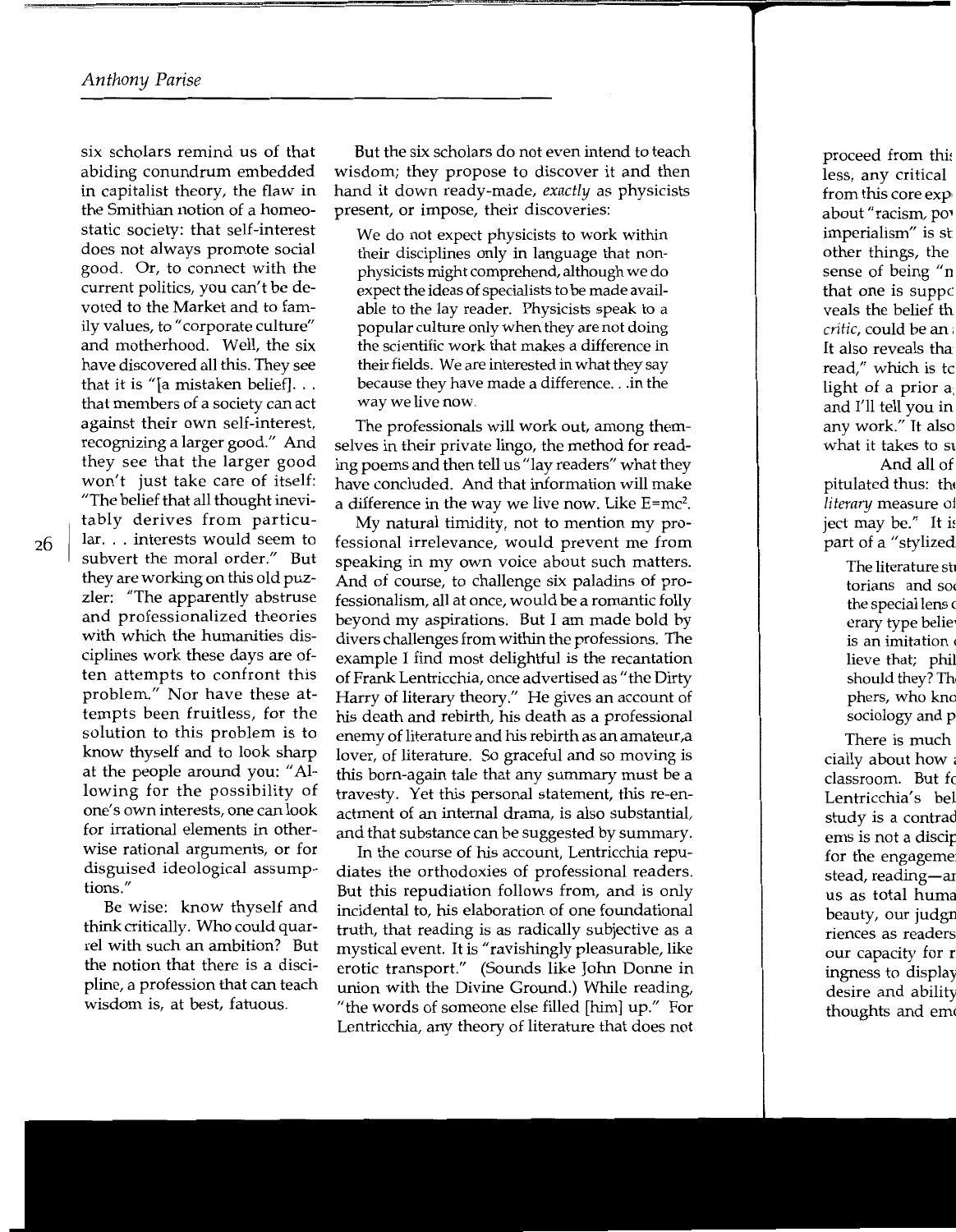six scholars remind us of that abiding conundrum embedded in capitalist theory, the flaw in the Smithian notion of a homeostatic society: that self-interest does not always promote social good. Or, to connect with the current politics, you can't be devoted to the Market and to family values, to "corporate culture" and motherhood. Well, the six have discovered all this. They see that it is "[a mistaken belief]. . . that members of a society can act against their own self-interest, recognizing a larger good." And they see that the larger good won't just take care of itself: "The belief that all thought inevitably derives from particular. . . interests would seem to subvert the moral order." But they are working on this old puzzler: "The apparently abstruse and professionalized theories with which the humanities disciplines work these days are often attempts to confront this problem." Nor have these attempts been fruitless, for the solution to this problem is to know thyself and to look sharp at the people around you: "Allowing for the possibility of one's own interests, one can look for irrational elements in otherwise rational arguments, or for disguised ideological assumptions."

Be wise: know thyself and think critically. Who could quarrel with such an ambition? But the notion that there is a discipline, a profession that can teach wisdom is, at best, fatuous.

But the six scholars do not even intend to teach wisdom; they propose to discover it and then hand it down ready-made, *exactly* as physicists present, or impose, their discoveries:

> We do not expect physicists to work within their disciplines only in language that non-physicists might comprehend, although we do expect the ideas of specialists to be made available to the lay reader. Physicists speak to a popular culture only when they are not doing the scientific work that makes a difference in their fields. We are interested in what they say because they have made a difference. . .in the way we live now.

The professionals will work out, among themselves in their private lingo, the method for reading poems and then tell us "lay readers" what they have concluded. And that information will make a difference in the way we live now. Like $E=mc^2$.

My natural timidity, not to mention my professional irrelevance, would prevent me from speaking in my own voice about such matters. And of course, to challenge six paladins of professionalism, all at once, would be a romantic folly beyond my aspirations. But I am made bold by divers challenges from within the professions. The example I find most delightful is the recantation of Frank Lentricchia, once advertised as "the Dirty Harry of literary theory." He gives an account of his death and rebirth, his death as a professional enemy of literature and his rebirth as an amateur,a lover, of literature. So graceful and so moving is this born-again tale that any summary must be a travesty. Yet this personal statement, this re-enactment of an internal drama, is also substantial, and that substance can be suggested by summary.

In the course of his account, Lentricchia repudiates the orthodoxies of professional readers. But this repudiation follows from, and is only incidental to, his elaboration of one foundational truth, that reading is as radically subjective as a mystical event. It is "ravishingly pleasurable, like erotic transport." (Sounds like John Donne in union with the Divine Ground.) While reading, "the words of someone else filled [him] up." For Lentricchia, any theory of literature that does not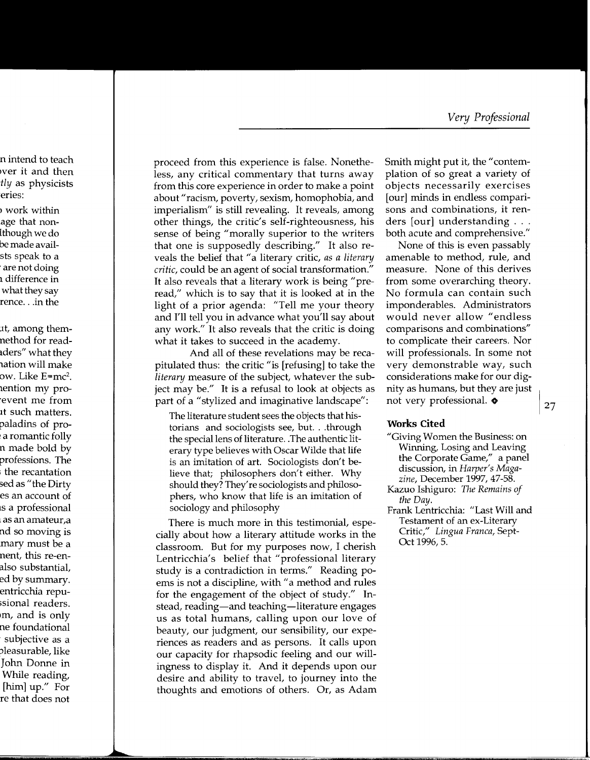proceed from this experience is false. Nonetheless, any critical commentary that turns away from this core experience in order to make a point about "racism, poverty, sexism, homophobia, and imperialism" is still revealing. It reveals, among other things, the critic's self-righteousness, his sense of being "morally superior to the writers that one is supposedly describing." It also reveals the belief that "a literary critic, *as a literary critic*, could be an agent of social transformation." It also reveals that a literary work is being "pre-read," which is to say that it is looked at in the light of a prior agenda: "Tell me your theory and I'll tell you in advance what you'll say about any work." It also reveals that the critic is doing what it takes to succeed in the academy.

And all of these revelations may be recapitulated thus: the critic "is [refusing] to take the *literary* measure of the subject, whatever the subject may be." It is a refusal to look at objects as part of a "stylized and imaginative landscape":

> The literature student sees the objects that historians and sociologists see, but. . .through the special lens of literature. .The authentic literary type believes with Oscar Wilde that life is an imitation of art. Sociologists don't believe that; philosophers don't either. Why should they? They're sociologists and philosophers, who know that life is an imitation of sociology and philosophy

There is much more in this testimonial, especially about how a literary attitude works in the classroom. But for my purposes now, I cherish Lentricchia's belief that "professional literary study is a contradiction in terms." Reading poems is not a discipline, with "a method and rules for the engagement of the object of study." Instead, reading—and teaching—literature engages us as total humans, calling upon our love of beauty, our judgment, our sensibility, our experiences as readers and as persons. It calls upon our capacity for rhapsodic feeling and our willingness to display it. And it depends upon our desire and ability to travel, to journey into the thoughts and emotions of others. Or, as Adam Smith might put it, the "contemplation of so great a variety of objects necessarily exercises [our] minds in endless comparisons and combinations, it renders [our] understanding . . . both acute and comprehensive."

None of this is even passably amenable to method, rule, and measure. None of this derives from some overarching theory. No formula can contain such imponderables. Administrators would never allow "endless comparisons and combinations" to complicate their careers. Nor will professionals. In some not very demonstrable way, such considerations make for our dignity as humans, but they are just not very professional. ◆

### Works Cited

"Giving Women the Business: on Winning, Losing and Leaving the Corporate Game," a panel discussion, in *Harper's Magazine*, December 1997, 47-58.

Kazuo Ishiguro: *The Remains of the Day*.

Frank Lentricchia: "Last Will and Testament of an ex-Literary Critic," *Lingua Franca*, Sept-Oct 1996, 5.